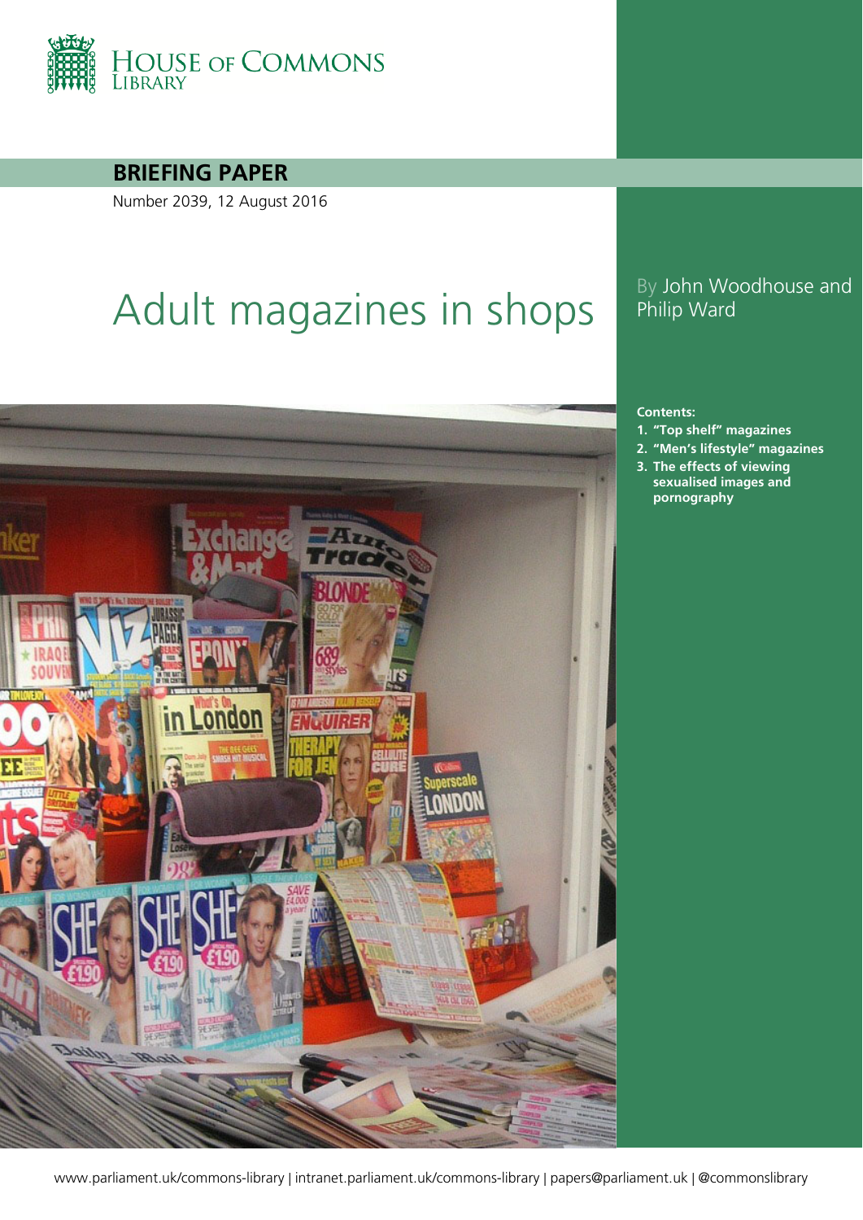House of Commons Library

**BRIEFING PAPER**

Number 2039, 12 August 2016

# Adult magazines in shops

By John Woodhouse and Philip Ward

**Contents:**

1. **"Top shelf" magazines**
2. **"Men's lifestyle" magazines**
3. **The effects of viewing sexualised images and pornography**

www.parliament.uk/commons-library | intranet.parliament.uk/commons-library | papers@parliament.uk | @commonslibrary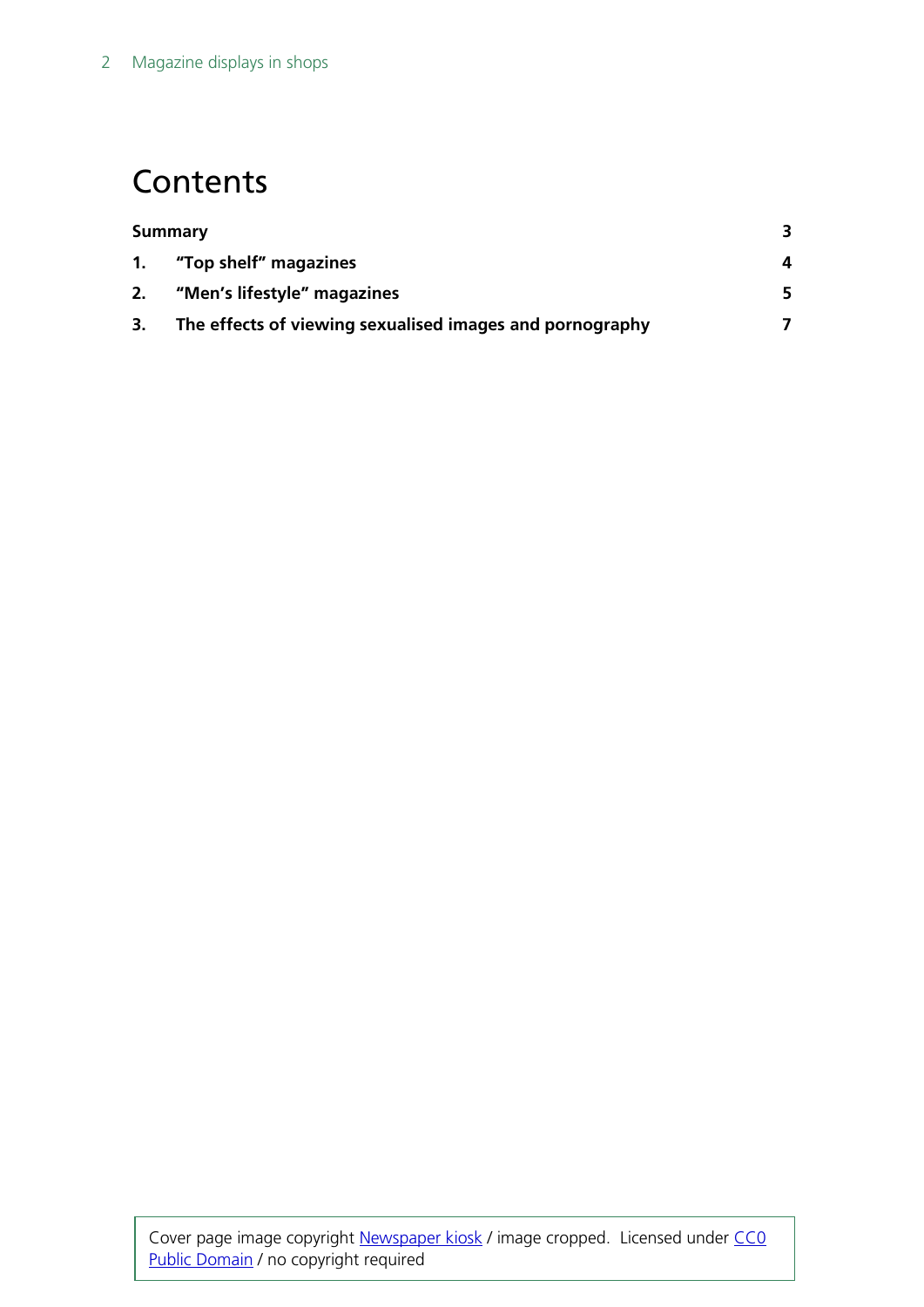# Contents

| | | |
|---|---|---|
| **Summary** | | **3** |
| **1.** | **“Top shelf” magazines** | **4** |
| **2.** | **“Men’s lifestyle” magazines** | **5** |
| **3.** | **The effects of viewing sexualised images and pornography** | **7** |

Cover page image copyright [Newspaper kiosk](Newspaper kiosk) / image cropped. Licensed under [CC0 Public Domain](CC0 Public Domain) / no copyright required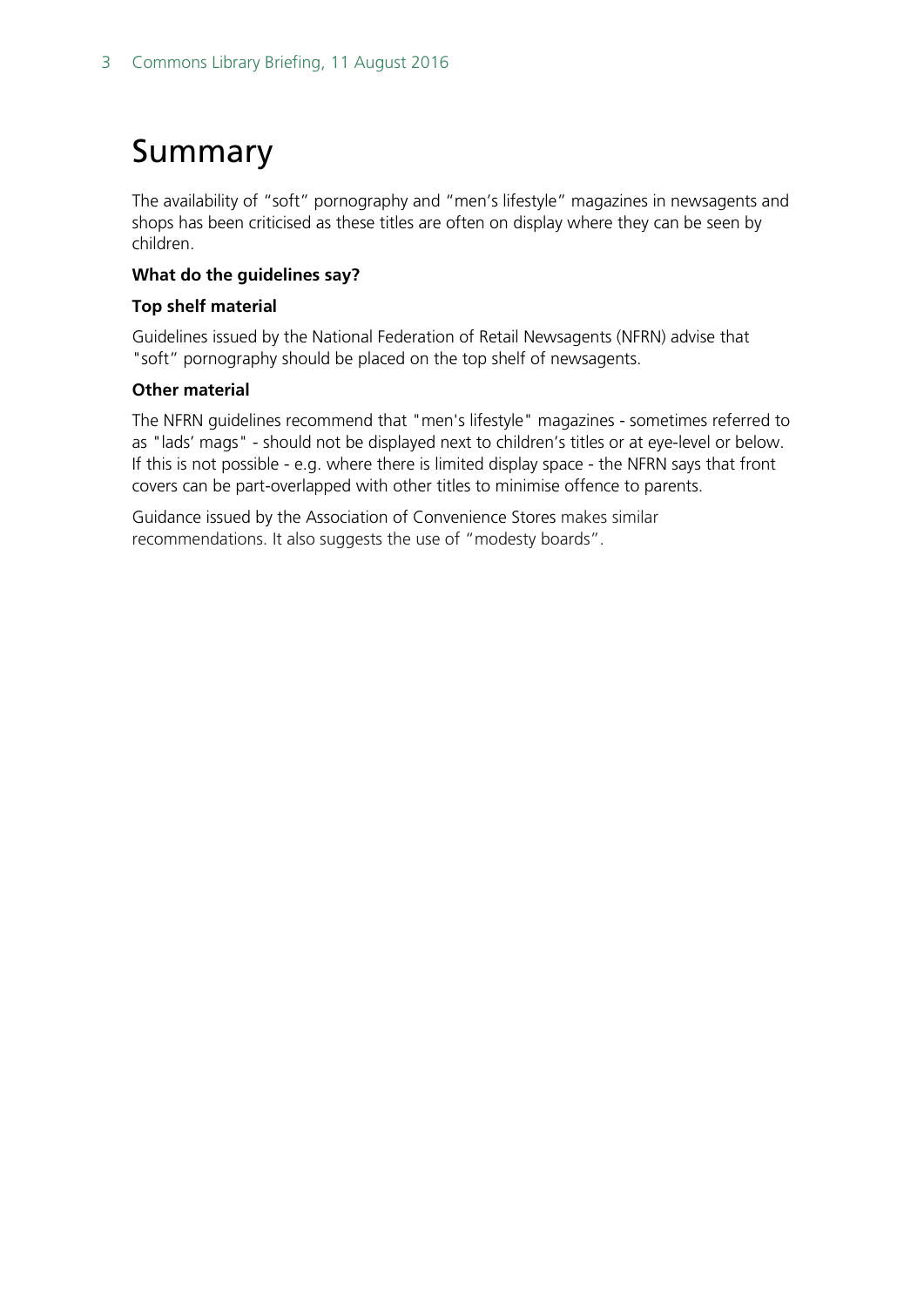# Summary

The availability of "soft" pornography and "men's lifestyle" magazines in newsagents and shops has been criticised as these titles are often on display where they can be seen by children.

**What do the guidelines say?**

**Top shelf material**

Guidelines issued by the National Federation of Retail Newsagents (NFRN) advise that "soft" pornography should be placed on the top shelf of newsagents.

**Other material**

The NFRN guidelines recommend that "men's lifestyle" magazines - sometimes referred to as "lads' mags" - should not be displayed next to children's titles or at eye-level or below. If this is not possible - e.g. where there is limited display space - the NFRN says that front covers can be part-overlapped with other titles to minimise offence to parents.

Guidance issued by the Association of Convenience Stores makes similar recommendations. It also suggests the use of "modesty boards".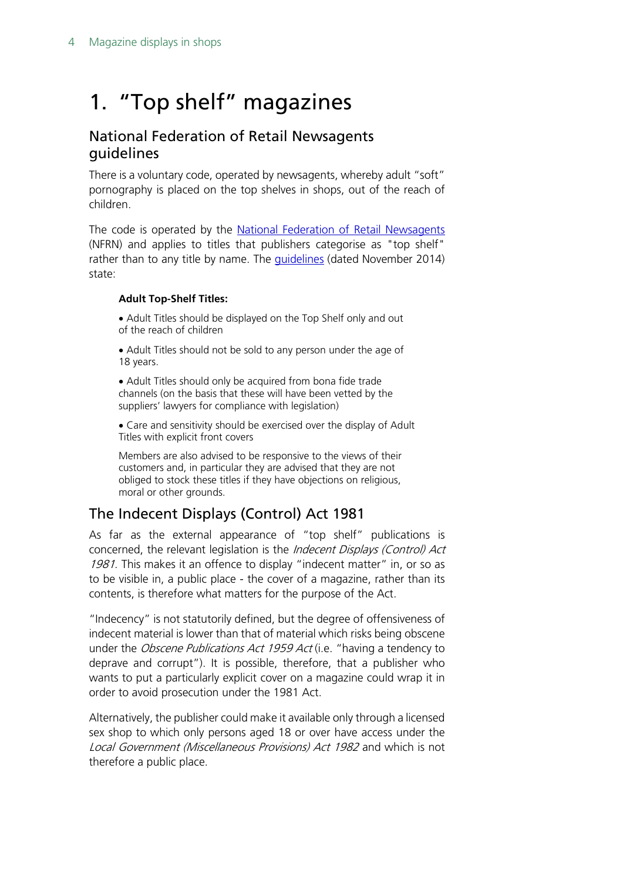# 1. "Top shelf" magazines

## National Federation of Retail Newsagents guidelines

There is a voluntary code, operated by newsagents, whereby adult "soft" pornography is placed on the top shelves in shops, out of the reach of children.

The code is operated by the National Federation of Retail Newsagents (NFRN) and applies to titles that publishers categorise as "top shelf" rather than to any title by name. The guidelines (dated November 2014) state:

> **Adult Top-Shelf Titles:**
>
> • Adult Titles should be displayed on the Top Shelf only and out of the reach of children
>
> • Adult Titles should not be sold to any person under the age of 18 years.
>
> • Adult Titles should only be acquired from bona fide trade channels (on the basis that these will have been vetted by the suppliers' lawyers for compliance with legislation)
>
> • Care and sensitivity should be exercised over the display of Adult Titles with explicit front covers
>
> Members are also advised to be responsive to the views of their customers and, in particular they are advised that they are not obliged to stock these titles if they have objections on religious, moral or other grounds.

## The Indecent Displays (Control) Act 1981

As far as the external appearance of "top shelf" publications is concerned, the relevant legislation is the *Indecent Displays (Control) Act 1981*. This makes it an offence to display "indecent matter" in, or so as to be visible in, a public place - the cover of a magazine, rather than its contents, is therefore what matters for the purpose of the Act.

"Indecency" is not statutorily defined, but the degree of offensiveness of indecent material is lower than that of material which risks being obscene under the *Obscene Publications Act 1959 Act* (i.e. "having a tendency to deprave and corrupt"). It is possible, therefore, that a publisher who wants to put a particularly explicit cover on a magazine could wrap it in order to avoid prosecution under the 1981 Act.

Alternatively, the publisher could make it available only through a licensed sex shop to which only persons aged 18 or over have access under the *Local Government (Miscellaneous Provisions) Act 1982* and which is not therefore a public place.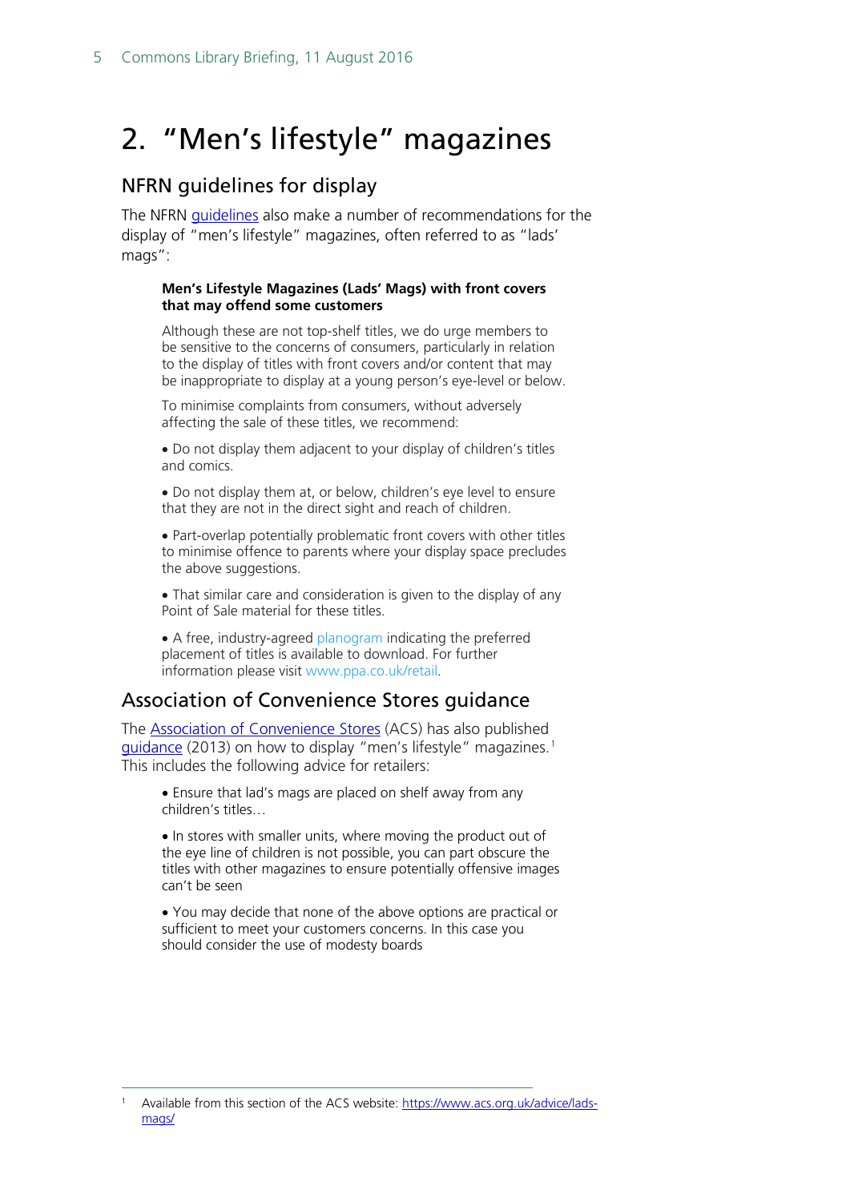# 2. "Men's lifestyle" magazines

## NFRN guidelines for display

The NFRN guidelines also make a number of recommendations for the display of "men's lifestyle" magazines, often referred to as "lads' mags":

> **Men's Lifestyle Magazines (Lads' Mags) with front covers that may offend some customers**
>
> Although these are not top-shelf titles, we do urge members to be sensitive to the concerns of consumers, particularly in relation to the display of titles with front covers and/or content that may be inappropriate to display at a young person's eye-level or below.
>
> To minimise complaints from consumers, without adversely affecting the sale of these titles, we recommend:
>
> • Do not display them adjacent to your display of children's titles and comics.
>
> • Do not display them at, or below, children's eye level to ensure that they are not in the direct sight and reach of children.
>
> • Part-overlap potentially problematic front covers with other titles to minimise offence to parents where your display space precludes the above suggestions.
>
> • That similar care and consideration is given to the display of any Point of Sale material for these titles.
>
> • A free, industry-agreed planogram indicating the preferred placement of titles is available to download. For further information please visit www.ppa.co.uk/retail.

## Association of Convenience Stores guidance

The Association of Convenience Stores (ACS) has also published guidance (2013) on how to display "men's lifestyle" magazines.[1] This includes the following advice for retailers:

> • Ensure that lad's mags are placed on shelf away from any children's titles…
>
> • In stores with smaller units, where moving the product out of the eye line of children is not possible, you can part obscure the titles with other magazines to ensure potentially offensive images can't be seen
>
> • You may decide that none of the above options are practical or sufficient to meet your customers concerns. In this case you should consider the use of modesty boards

---

[1] Available from this section of the ACS website: https://www.acs.org.uk/advice/lads-mags/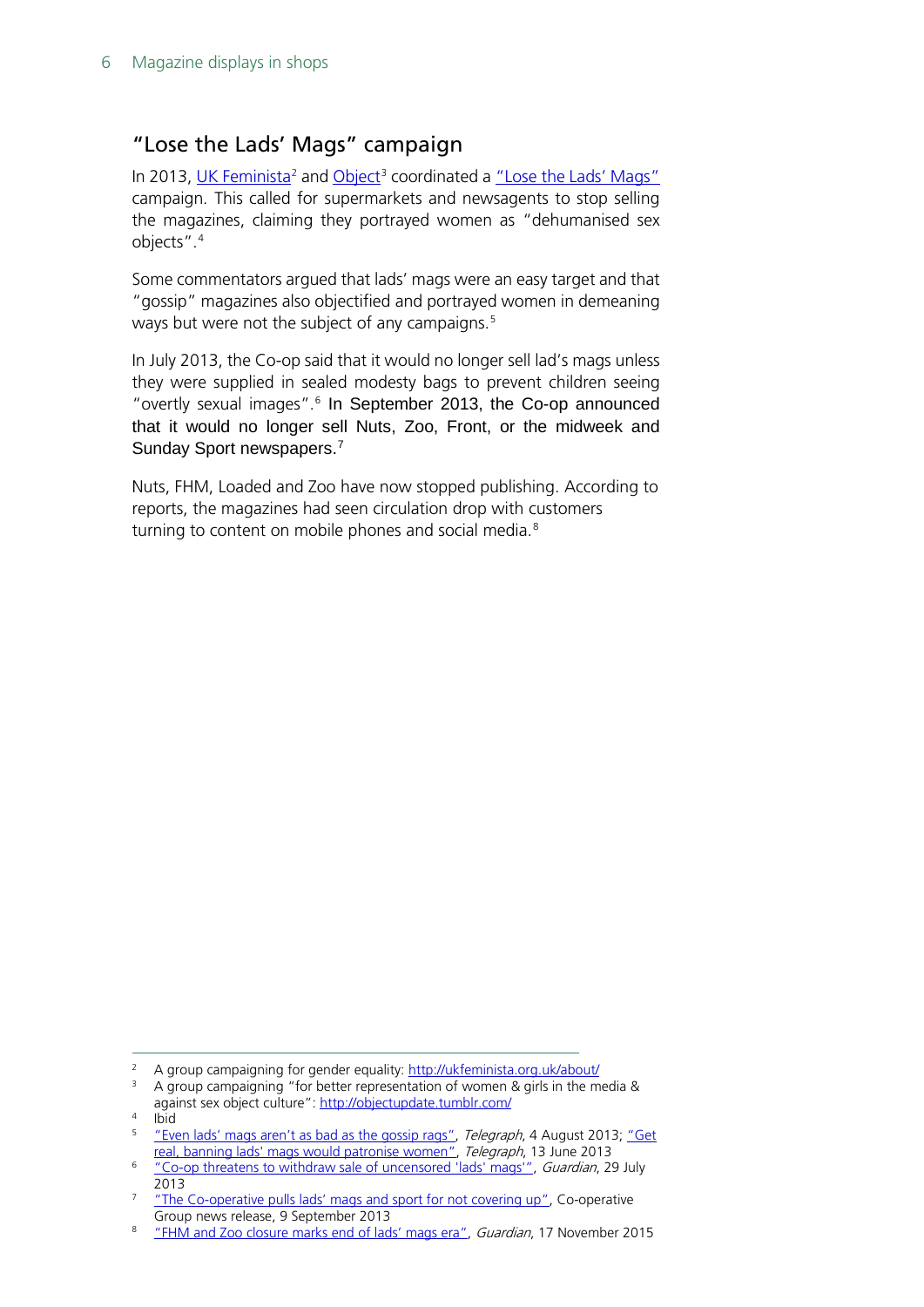## "Lose the Lads' Mags" campaign

In 2013, UK Feminista[2] and Object[3] coordinated a "Lose the Lads' Mags" campaign. This called for supermarkets and newsagents to stop selling the magazines, claiming they portrayed women as "dehumanised sex objects".[4]

Some commentators argued that lads' mags were an easy target and that "gossip" magazines also objectified and portrayed women in demeaning ways but were not the subject of any campaigns.[5]

In July 2013, the Co-op said that it would no longer sell lad's mags unless they were supplied in sealed modesty bags to prevent children seeing "overtly sexual images".[6] In September 2013, the Co-op announced that it would no longer sell Nuts, Zoo, Front, or the midweek and Sunday Sport newspapers.[7]

Nuts, FHM, Loaded and Zoo have now stopped publishing. According to reports, the magazines had seen circulation drop with customers turning to content on mobile phones and social media.[8]

---

[2] A group campaigning for gender equality: http://ukfeminista.org.uk/about/

[3] A group campaigning "for better representation of women & girls in the media & against sex object culture": http://objectupdate.tumblr.com/

[4] Ibid

[5] "Even lads' mags aren't as bad as the gossip rags", *Telegraph*, 4 August 2013; "Get real, banning lads' mags would patronise women", *Telegraph*, 13 June 2013

[6] "Co-op threatens to withdraw sale of uncensored 'lads' mags'", *Guardian*, 29 July 2013

[7] "The Co-operative pulls lads' mags and sport for not covering up", Co-operative Group news release, 9 September 2013

[8] "FHM and Zoo closure marks end of lads' mags era", *Guardian*, 17 November 2015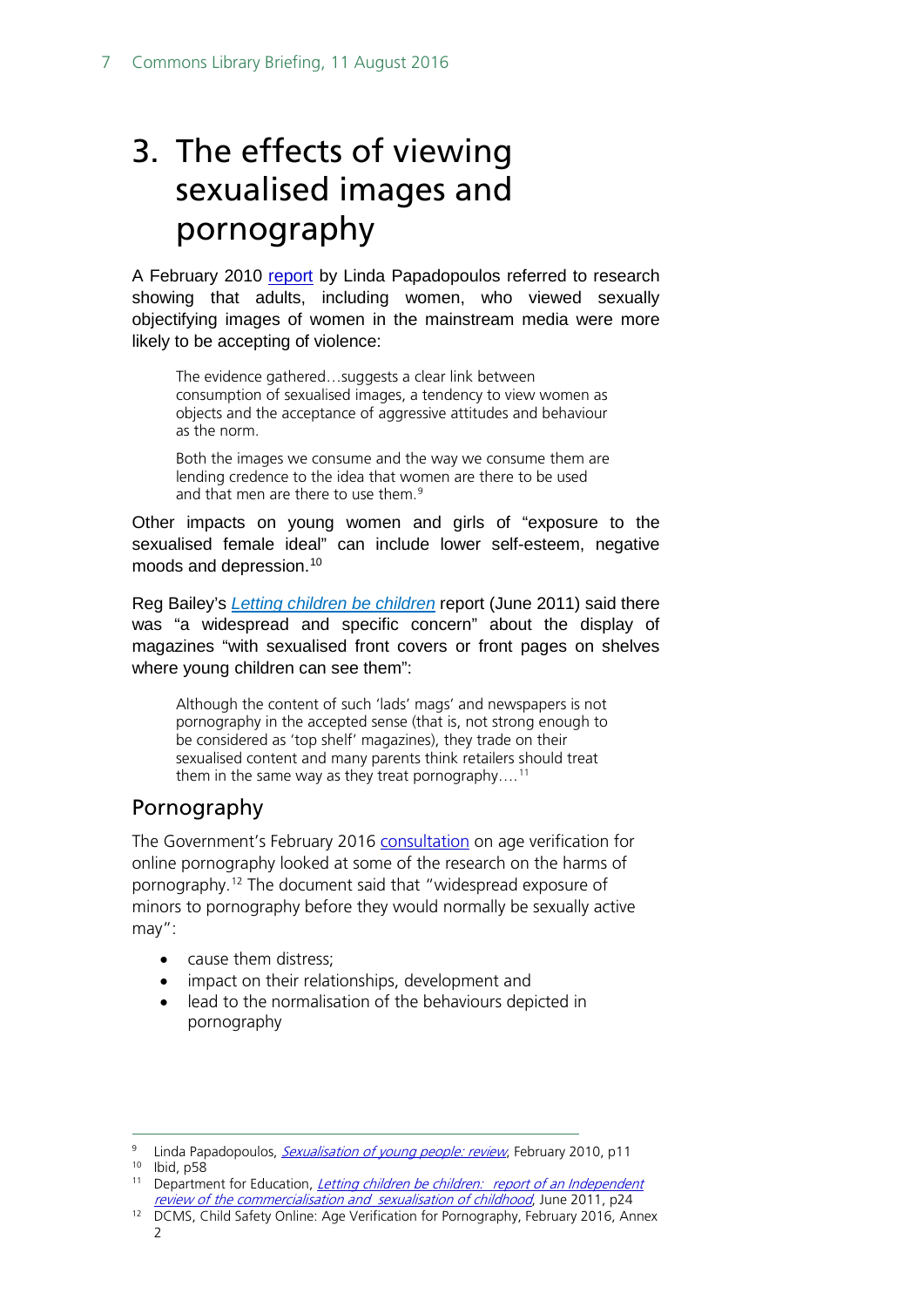# 3. The effects of viewing sexualised images and pornography

A February 2010 report by Linda Papadopoulos referred to research showing that adults, including women, who viewed sexually objectifying images of women in the mainstream media were more likely to be accepting of violence:

> The evidence gathered…suggests a clear link between consumption of sexualised images, a tendency to view women as objects and the acceptance of aggressive attitudes and behaviour as the norm.
>
> Both the images we consume and the way we consume them are lending credence to the idea that women are there to be used and that men are there to use them.[9]

Other impacts on young women and girls of "exposure to the sexualised female ideal" can include lower self-esteem, negative moods and depression.[10]

Reg Bailey's *Letting children be children* report (June 2011) said there was "a widespread and specific concern" about the display of magazines "with sexualised front covers or front pages on shelves where young children can see them":

> Although the content of such 'lads' mags' and newspapers is not pornography in the accepted sense (that is, not strong enough to be considered as 'top shelf' magazines), they trade on their sexualised content and many parents think retailers should treat them in the same way as they treat pornography….[11]

## Pornography

The Government's February 2016 consultation on age verification for online pornography looked at some of the research on the harms of pornography.[12] The document said that "widespread exposure of minors to pornography before they would normally be sexually active may":

- cause them distress;
- impact on their relationships, development and
- lead to the normalisation of the behaviours depicted in pornography

---

[9] Linda Papadopoulos, *Sexualisation of young people: review*, February 2010, p11

[10] Ibid, p58

[11] Department for Education, *Letting children be children: report of an Independent review of the commercialisation and sexualisation of childhood*, June 2011, p24

[12] DCMS, Child Safety Online: Age Verification for Pornography, February 2016, Annex 2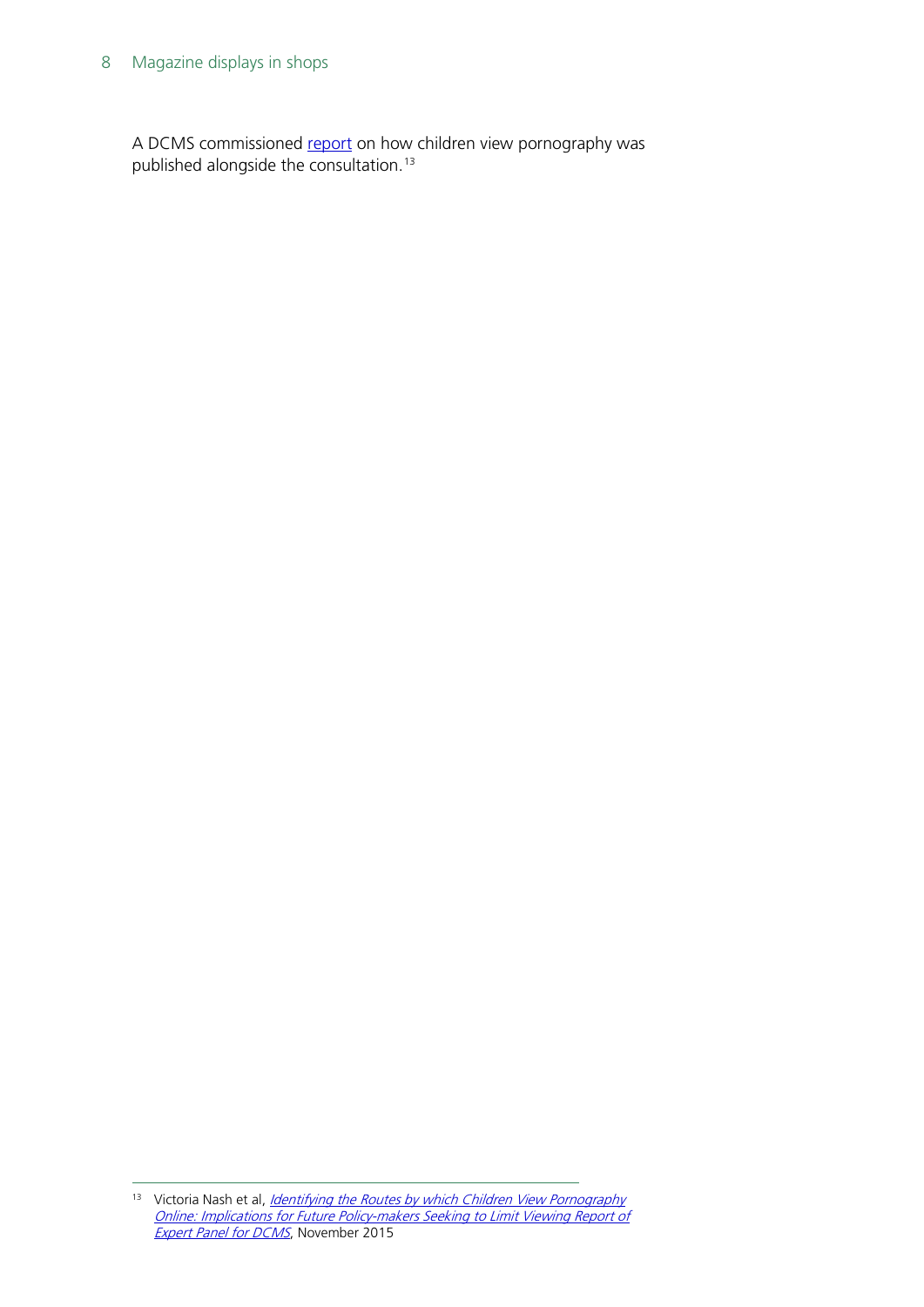A DCMS commissioned report on how children view pornography was published alongside the consultation.[13]

---

[13] Victoria Nash et al, *Identifying the Routes by which Children View Pornography Online: Implications for Future Policy-makers Seeking to Limit Viewing Report of Expert Panel for DCMS*, November 2015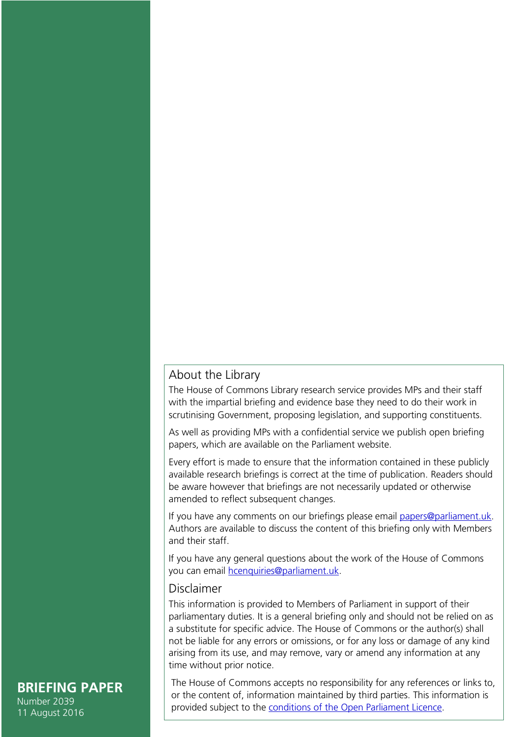## About the Library

The House of Commons Library research service provides MPs and their staff with the impartial briefing and evidence base they need to do their work in scrutinising Government, proposing legislation, and supporting constituents.

As well as providing MPs with a confidential service we publish open briefing papers, which are available on the Parliament website.

Every effort is made to ensure that the information contained in these publicly available research briefings is correct at the time of publication. Readers should be aware however that briefings are not necessarily updated or otherwise amended to reflect subsequent changes.

If you have any comments on our briefings please email [papers@parliament.uk](mailto:papers@parliament.uk). Authors are available to discuss the content of this briefing only with Members and their staff.

If you have any general questions about the work of the House of Commons you can email [hcenquiries@parliament.uk](mailto:hcenquiries@parliament.uk).

## Disclaimer

This information is provided to Members of Parliament in support of their parliamentary duties. It is a general briefing only and should not be relied on as a substitute for specific advice. The House of Commons or the author(s) shall not be liable for any errors or omissions, or for any loss or damage of any kind arising from its use, and may remove, vary or amend any information at any time without prior notice.

The House of Commons accepts no responsibility for any references or links to, or the content of, information maintained by third parties. This information is provided subject to the conditions of the Open Parliament Licence.

**BRIEFING PAPER**

Number 2039

11 August 2016